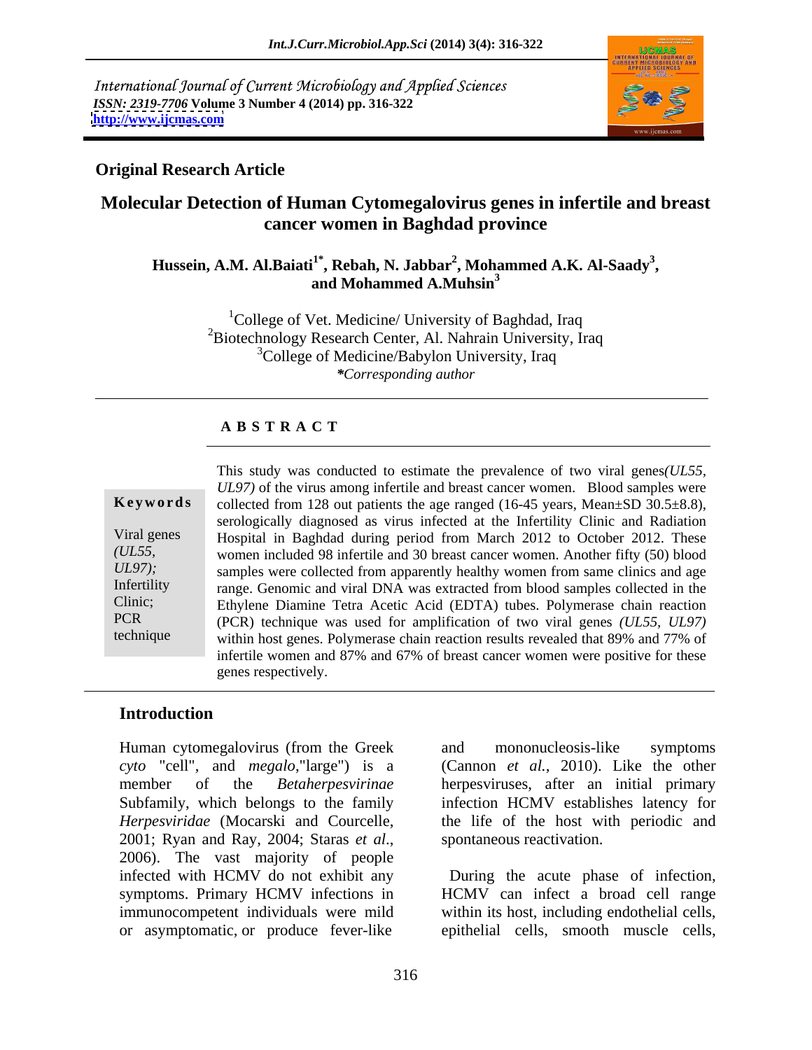International Journal of Current Microbiology and Applied Sciences
*ISSN: 2319-7706* **Volume 3 Number 4 (2014) pp. 316-322**
**http://www.ijcmas.com**

**Original Research Article**

# Molecular Detection of Human Cytomegalovirus genes in infertile and breast cancer women in Baghdad province

**Hussein, A.M. Al.Baiati[1*], Rebah, N. Jabbar[2], Mohammed A.K. Al-Saady[3], and Mohammed A.Muhsin[3]**

[1]College of Vet. Medicine/ University of Baghdad, Iraq
[2]Biotechnology Research Center, Al. Nahrain University, Iraq
[3]College of Medicine/Babylon University, Iraq
*\*Corresponding author*

## ABSTRACT

**Keywords**

Viral genes *(UL55, UL97)*; Infertility Clinic; PCR technique

This study was conducted to estimate the prevalence of two viral genes*(UL55, UL97)* of the virus among infertile and breast cancer women. Blood samples were collected from 128 out patients the age ranged (16-45 years, Mean±SD 30.5±8.8), serologically diagnosed as virus infected at the Infertility Clinic and Radiation Hospital in Baghdad during period from March 2012 to October 2012. These women included 98 infertile and 30 breast cancer women. Another fifty (50) blood samples were collected from apparently healthy women from same clinics and age range. Genomic and viral DNA was extracted from blood samples collected in the Ethylene Diamine Tetra Acetic Acid (EDTA) tubes. Polymerase chain reaction (PCR) technique was used for amplification of two viral genes *(UL55, UL97)* within host genes. Polymerase chain reaction results revealed that 89% and 77% of infertile women and 87% and 67% of breast cancer women were positive for these genes respectively.

## Introduction

Human cytomegalovirus (from the Greek *cyto* "cell", and *megalo*,"large") is a member of the *Betaherpesvirinae* Subfamily, which belongs to the family *Herpesviridae* (Mocarski and Courcelle, 2001; Ryan and Ray, 2004; Staras *et al*., 2006). The vast majority of people infected with HCMV do not exhibit any symptoms. Primary HCMV infections in immunocompetent individuals were mild or asymptomatic, or produce fever-like and mononucleosis-like symptoms (Cannon *et al.,* 2010). Like the other herpesviruses, after an initial primary infection HCMV establishes latency for the life of the host with periodic and spontaneous reactivation.

During the acute phase of infection, HCMV can infect a broad cell range within its host, including endothelial cells, epithelial cells, smooth muscle cells,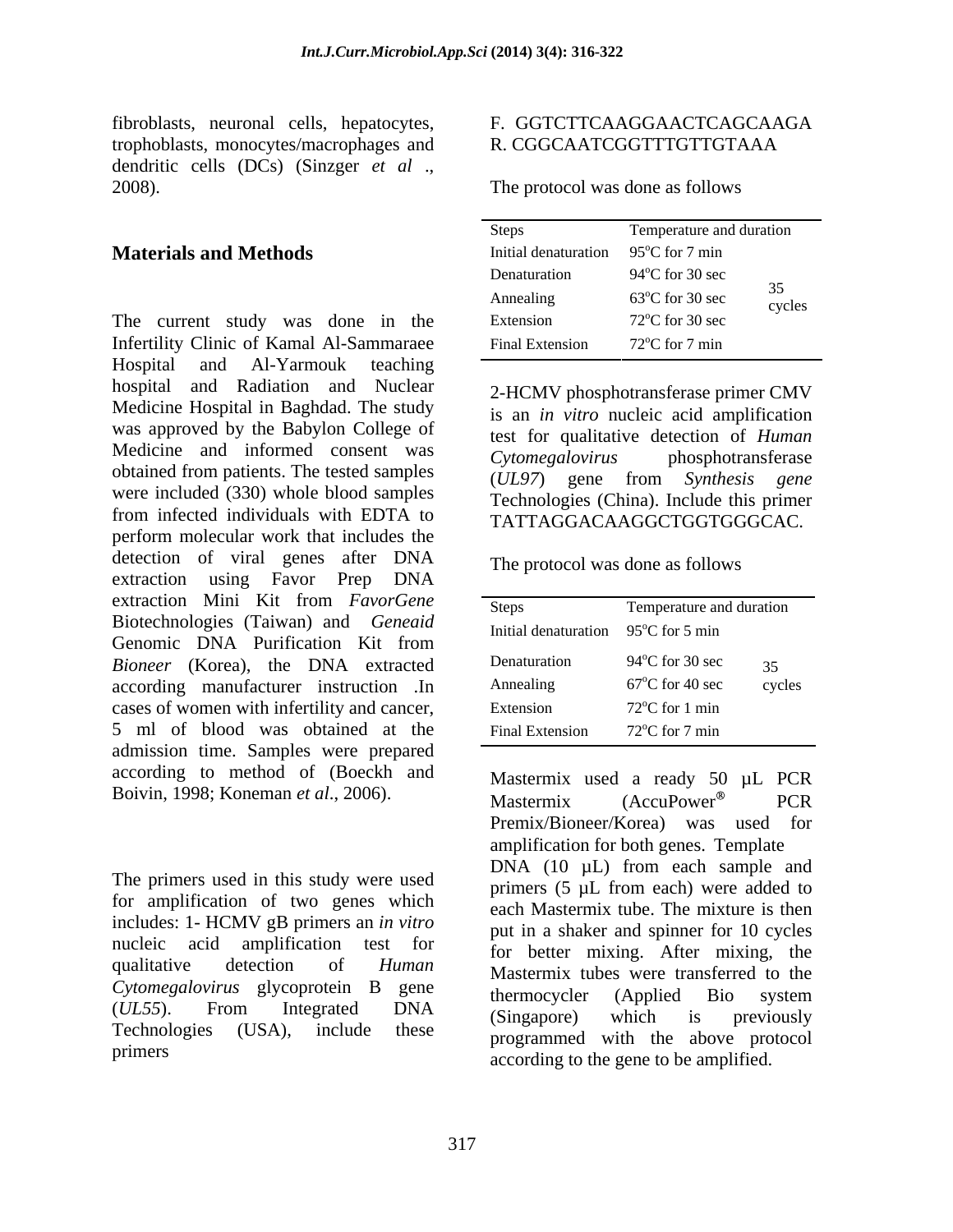fibroblasts, neuronal cells, hepatocytes, trophoblasts, monocytes/macrophages and dendritic cells (DCs) (Sinzger *et al* ., 2008).

## Materials and Methods

The current study was done in the Infertility Clinic of Kamal Al-Sammaraee Hospital and Al-Yarmouk teaching hospital and Radiation and Nuclear Medicine Hospital in Baghdad. The study was approved by the Babylon College of Medicine and informed consent was obtained from patients. The tested samples were included (330) whole blood samples from infected individuals with EDTA to perform molecular work that includes the detection of viral genes after DNA extraction using Favor Prep DNA extraction Mini Kit from *FavorGene* Biotechnologies (Taiwan) and *Geneaid* Genomic DNA Purification Kit from *Bioneer* (Korea), the DNA extracted according manufacturer instruction .In cases of women with infertility and cancer, 5 ml of blood was obtained at the admission time. Samples were prepared according to method of (Boeckh and Boivin, 1998; Koneman *et al*., 2006).

The primers used in this study were used for amplification of two genes which includes: 1- HCMV gB primers an *in vitro* nucleic acid amplification test for qualitative detection of *Human Cytomegalovirus* glycoprotein B gene (*UL55*). From Integrated DNA Technologies (USA), include these primers

F. GGTCTTCAAGGAACTCAGCAAGA
R. CGGCAATCGGTTTGTTGTAAA

The protocol was done as follows

| Steps | Temperature and duration | |
|---|---|---|
| Initial denaturation | 95°C for 7 min | |
| Denaturation | 94°C for 30 sec | 35 cycles |
| Annealing | 63°C for 30 sec | |
| Extension | 72°C for 30 sec | |
| Final Extension | 72°C for 7 min | |

2-HCMV phosphotransferase primer CMV is an *in vitro* nucleic acid amplification test for qualitative detection of *Human Cytomegalovirus* phosphotransferase (*UL97*) gene from *Synthesis gene* Technologies (China). Include this primer TATTAGGACAAGGCTGGTGGGCAC.

The protocol was done as follows

| Steps | Temperature and duration | |
|---|---|---|
| Initial denaturation | 95°C for 5 min | |
| Denaturation | 94°C for 30 sec | 35 cycles |
| Annealing | 67°C for 40 sec | |
| Extension | 72°C for 1 min | |
| Final Extension | 72°C for 7 min | |

Mastermix used a ready 50 µL PCR Mastermix (AccuPower® PCR Premix/Bioneer/Korea) was used for amplification for both genes. Template DNA (10 µL) from each sample and primers (5 µL from each) were added to each Mastermix tube. The mixture is then put in a shaker and spinner for 10 cycles for better mixing. After mixing, the Mastermix tubes were transferred to the thermocycler (Applied Bio system (Singapore) which is previously programmed with the above protocol according to the gene to be amplified.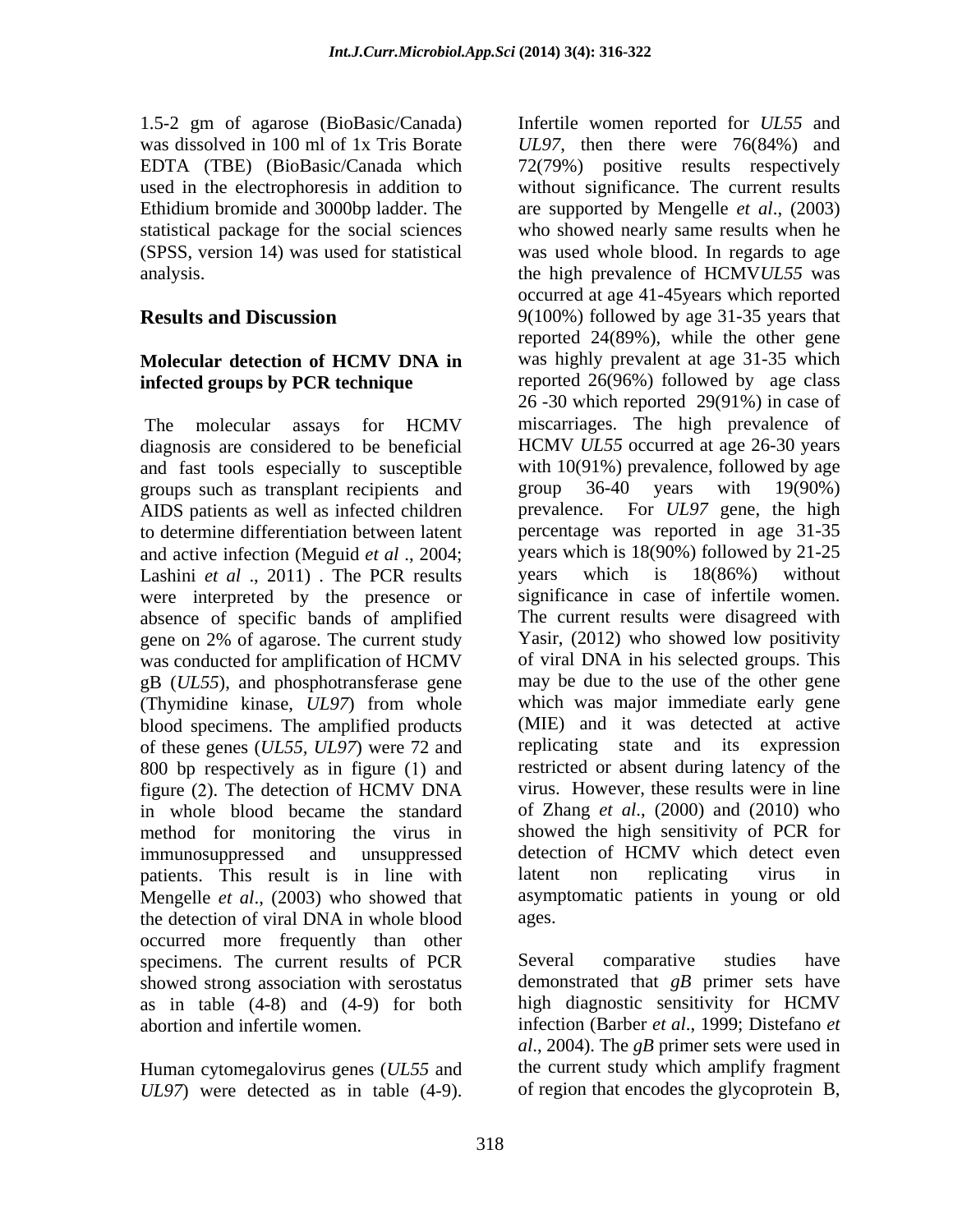1.5-2 gm of agarose (BioBasic/Canada) was dissolved in 100 ml of 1x Tris Borate EDTA (TBE) (BioBasic/Canada which used in the electrophoresis in addition to Ethidium bromide and 3000bp ladder. The statistical package for the social sciences (SPSS, version 14) was used for statistical analysis.

## Results and Discussion

### Molecular detection of HCMV DNA in infected groups by PCR technique

The molecular assays for HCMV diagnosis are considered to be beneficial and fast tools especially to susceptible groups such as transplant recipients and AIDS patients as well as infected children to determine differentiation between latent and active infection (Meguid *et al* ., 2004; Lashini *et al* ., 2011) . The PCR results were interpreted by the presence or absence of specific bands of amplified gene on 2% of agarose. The current study was conducted for amplification of HCMV gB (*UL55*), and phosphotransferase gene (Thymidine kinase, *UL97*) from whole blood specimens. The amplified products of these genes (*UL55*, *UL97*) were 72 and 800 bp respectively as in figure (1) and figure (2). The detection of HCMV DNA in whole blood became the standard method for monitoring the virus in immunosuppressed and unsuppressed patients. This result is in line with Mengelle *et al*., (2003) who showed that the detection of viral DNA in whole blood occurred more frequently than other specimens. The current results of PCR showed strong association with serostatus as in table (4-8) and (4-9) for both abortion and infertile women.

Human cytomegalovirus genes (*UL55* and *UL97*) were detected as in table (4-9). Infertile women reported for *UL55* and *UL97*, then there were 76(84%) and 72(79%) positive results respectively without significance. The current results are supported by Mengelle *et al*., (2003) who showed nearly same results when he was used whole blood. In regards to age the high prevalence of HCMV*UL55* was occurred at age 41-45years which reported 9(100%) followed by age 31-35 years that reported 24(89%), while the other gene was highly prevalent at age 31-35 which reported 26(96%) followed by age class 26 -30 which reported 29(91%) in case of miscarriages. The high prevalence of HCMV *UL55* occurred at age 26-30 years with 10(91%) prevalence, followed by age group 36-40 years with 19(90%) prevalence. For *UL97* gene, the high percentage was reported in age 31-35 years which is 18(90%) followed by 21-25 years which is 18(86%) without significance in case of infertile women. The current results were disagreed with Yasir, (2012) who showed low positivity of viral DNA in his selected groups. This may be due to the use of the other gene which was major immediate early gene (MIE) and it was detected at active replicating state and its expression restricted or absent during latency of the virus. However, these results were in line of Zhang *et al*., (2000) and (2010) who showed the high sensitivity of PCR for detection of HCMV which detect even latent non replicating virus in asymptomatic patients in young or old ages.

Several comparative studies have demonstrated that *gB* primer sets have high diagnostic sensitivity for HCMV infection (Barber *et al*., 1999; Distefano *et al*., 2004). The *gB* primer sets were used in the current study which amplify fragment of region that encodes the glycoprotein B,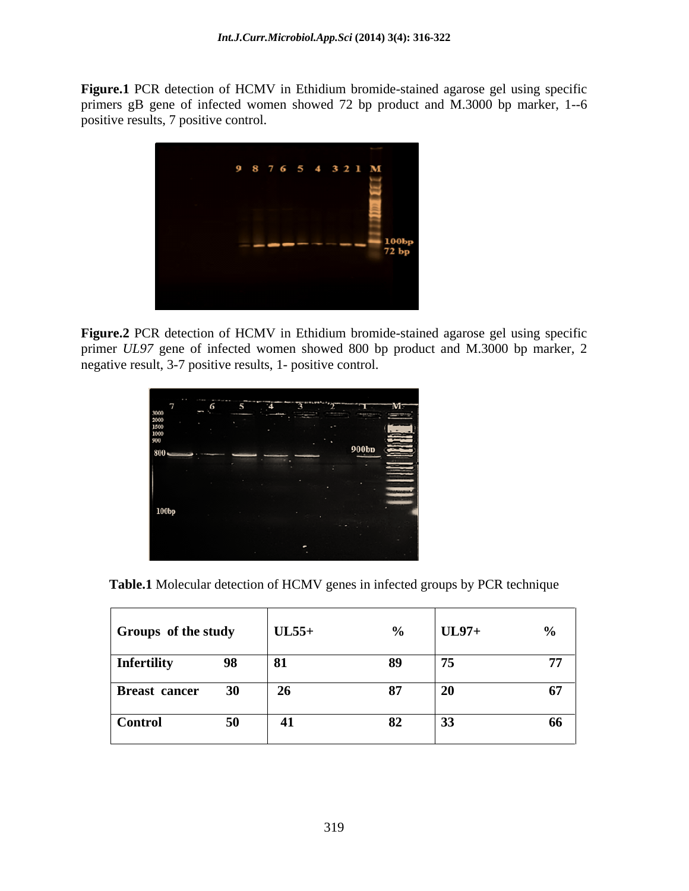**Figure.1** PCR detection of HCMV in Ethidium bromide-stained agarose gel using specific primers gB gene of infected women showed 72 bp product and M.3000 bp marker, 1--6 positive results, 7 positive control.

**Figure.2** PCR detection of HCMV in Ethidium bromide-stained agarose gel using specific primer *UL97* gene of infected women showed 800 bp product and M.3000 bp marker, 2 negative result, 3-7 positive results, 1- positive control.

**Table.1** Molecular detection of HCMV genes in infected groups by PCR technique

| Groups of the study | | UL55+ | % | UL97+ | % |
|---|---|---|---|---|---|
| **Infertility** | **98** | **81** | **89** | **75** | **77** |
| **Breast cancer** | **30** | **26** | **87** | **20** | **67** |
| **Control** | **50** | **41** | **82** | **33** | **66** |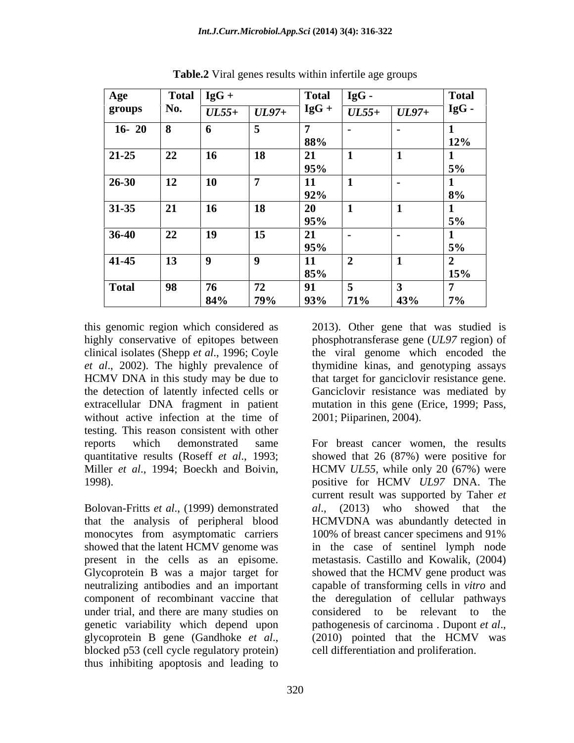**Table.2** Viral genes results within infertile age groups

| Age groups | Total No. | IgG + | | Total IgG + | IgG - | | Total IgG - |
|---|---|---|---|---|---|---|---|
| | | *UL55+* | *UL97+* | | *UL55+* | *UL97+* | |
| 16- 20 | 8 | 6 | 5 | 7 88% | - | - | 1 12% |
| 21-25 | 22 | 16 | 18 | 21 95% | 1 | 1 | 1 5% |
| 26-30 | 12 | 10 | 7 | 11 92% | 1 | - | 1 8% |
| 31-35 | 21 | 16 | 18 | 20 95% | 1 | 1 | 1 5% |
| 36-40 | 22 | 19 | 15 | 21 95% | - | - | 1 5% |
| 41-45 | 13 | 9 | 9 | 11 85% | 2 | 1 | 2 15% |
| Total | 98 | 76 84% | 72 79% | 91 93% | 5 71% | 3 43% | 7 7% |

this genomic region which considered as highly conservative of epitopes between clinical isolates (Shepp *et al*., 1996; Coyle *et al*., 2002). The highly prevalence of HCMV DNA in this study may be due to the detection of latently infected cells or extracellular DNA fragment in patient without active infection at the time of testing. This reason consistent with other reports which demonstrated same quantitative results (Roseff *et al*., 1993; Miller *et al*., 1994; Boeckh and Boivin, 1998).

Bolovan-Fritts *et al*., (1999) demonstrated that the analysis of peripheral blood monocytes from asymptomatic carriers showed that the latent HCMV genome was present in the cells as an episome. Glycoprotein B was a major target for neutralizing antibodies and an important component of recombinant vaccine that under trial, and there are many studies on genetic variability which depend upon glycoprotein B gene (Gandhoke *et al*., 2013). Other gene that was studied is phosphotransferase gene (*UL97* region) of the viral genome which encoded the thymidine kinas, and genotyping assays that target for ganciclovir resistance gene. Ganciclovir resistance was mediated by mutation in this gene (Erice, 1999; Pass, 2001; Piiparinen, 2004).

For breast cancer women, the results showed that 26 (87%) were positive for HCMV *UL55*, while only 20 (67%) were positive for HCMV *UL97* DNA. The current result was supported by Taher *et al*., (2013) who showed that the HCMVDNA was abundantly detected in 100% of breast cancer specimens and 91% in the case of sentinel lymph node metastasis. Castillo and Kowalik, (2004) showed that the HCMV gene product was capable of transforming cells in *vitro* and the deregulation of cellular pathways considered to be relevant to the pathogenesis of carcinoma . Dupont *et al*., (2010) pointed that the HCMV was blocked p53 (cell cycle regulatory protein) thus inhibiting apoptosis and leading to cell differentiation and proliferation.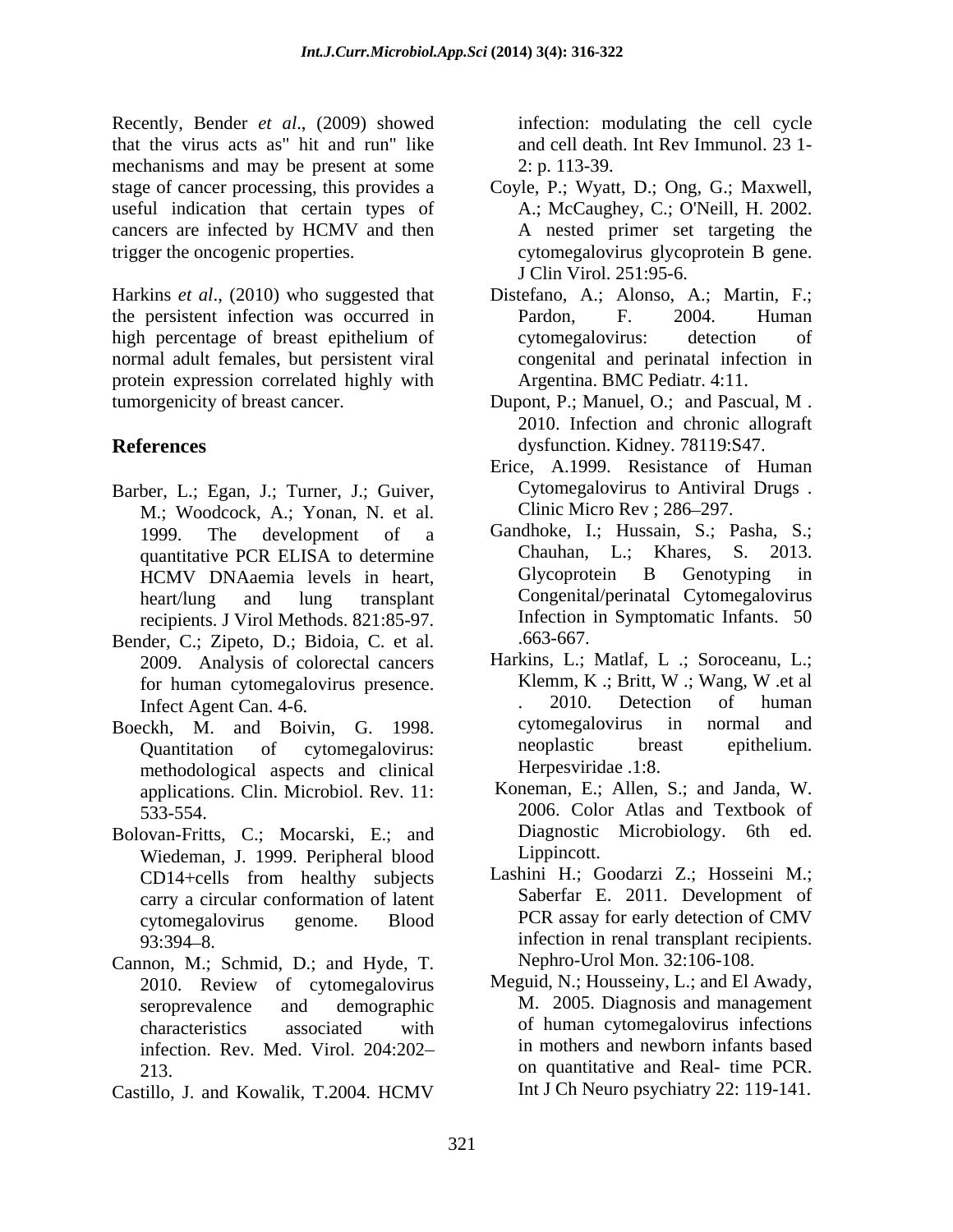Recently, Bender *et al*., (2009) showed that the virus acts as" hit and run" like mechanisms and may be present at some stage of cancer processing, this provides a useful indication that certain types of cancers are infected by HCMV and then trigger the oncogenic properties.

Harkins *et al*., (2010) who suggested that the persistent infection was occurred in high percentage of breast epithelium of normal adult females, but persistent viral protein expression correlated highly with tumorgenicity of breast cancer.

## References

Barber, L.; Egan, J.; Turner, J.; Guiver, M.; Woodcock, A.; Yonan, N. et al. 1999. The development of a quantitative PCR ELISA to determine HCMV DNAaemia levels in heart, heart/lung and lung transplant recipients. J Virol Methods. 821:85-97.

Bender, C.; Zipeto, D.; Bidoia, C. et al. 2009. Analysis of colorectal cancers for human cytomegalovirus presence. Infect Agent Can. 4-6.

Boeckh, M. and Boivin, G. 1998. Quantitation of cytomegalovirus: methodological aspects and clinical applications. Clin. Microbiol. Rev. 11: 533-554.

Bolovan-Fritts, C.; Mocarski, E.; and Wiedeman, J. 1999. Peripheral blood CD14+cells from healthy subjects carry a circular conformation of latent cytomegalovirus genome. Blood 93:394–8.

Cannon, M.; Schmid, D.; and Hyde, T. 2010. Review of cytomegalovirus seroprevalence and demographic characteristics associated with infection. Rev. Med. Virol. 204:202–213.

Castillo, J. and Kowalik, T.2004. HCMV infection: modulating the cell cycle and cell death. Int Rev Immunol. 23 1-2: p. 113-39.

Coyle, P.; Wyatt, D.; Ong, G.; Maxwell, A.; McCaughey, C.; O'Neill, H. 2002. A nested primer set targeting the cytomegalovirus glycoprotein B gene. J Clin Virol. 251:95-6.

Distefano, A.; Alonso, A.; Martin, F.; Pardon, F. 2004. Human cytomegalovirus: detection of congenital and perinatal infection in Argentina. BMC Pediatr. 4:11.

Dupont, P.; Manuel, O.; and Pascual, M . 2010. Infection and chronic allograft dysfunction. Kidney. 78119:S47.

Erice, A.1999. Resistance of Human Cytomegalovirus to Antiviral Drugs . Clinic Micro Rev ; 286–297.

Gandhoke, I.; Hussain, S.; Pasha, S.; Chauhan, L.; Khares, S. 2013. Glycoprotein B Genotyping in Congenital/perinatal Cytomegalovirus Infection in Symptomatic Infants. 50 .663-667.

Harkins, L.; Matlaf, L .; Soroceanu, L.; Klemm, K .; Britt, W .; Wang, W .et al . 2010. Detection of human cytomegalovirus in normal and neoplastic breast epithelium. Herpesviridae .1:8.

Koneman, E.; Allen, S.; and Janda, W. 2006. Color Atlas and Textbook of Diagnostic Microbiology. 6th ed. Lippincott.

Lashini H.; Goodarzi Z.; Hosseini M.; Saberfar E. 2011. Development of PCR assay for early detection of CMV infection in renal transplant recipients. Nephro-Urol Mon. 32:106-108.

Meguid, N.; Housseiny, L.; and El Awady, M. 2005. Diagnosis and management of human cytomegalovirus infections in mothers and newborn infants based on quantitative and Real- time PCR. Int J Ch Neuro psychiatry 22: 119-141.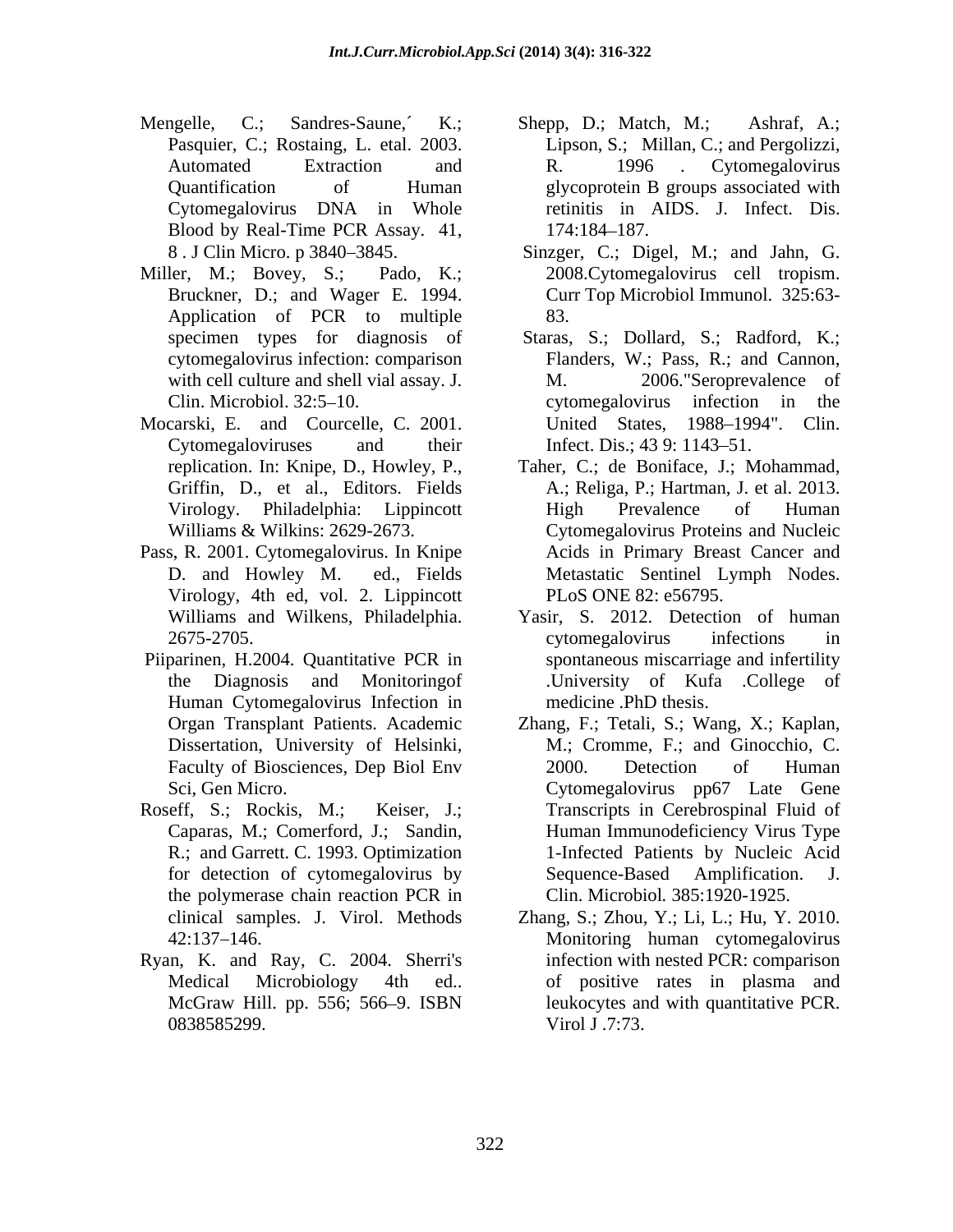Mengelle, C.; Sandres-Saune,´ K.; Pasquier, C.; Rostaing, L. etal. 2003. Automated Extraction and Quantification of Human Cytomegalovirus DNA in Whole Blood by Real-Time PCR Assay. 41, 8 . J Clin Micro. p 3840–3845.

Miller, M.; Bovey, S.; Pado, K.; Bruckner, D.; and Wager E. 1994. Application of PCR to multiple specimen types for diagnosis of cytomegalovirus infection: comparison with cell culture and shell vial assay. J. Clin. Microbiol. 32:5–10.

Mocarski, E. and Courcelle, C. 2001. Cytomegaloviruses and their replication. In: Knipe, D., Howley, P., Griffin, D., et al., Editors. Fields Virology. Philadelphia: Lippincott Williams & Wilkins: 2629-2673.

Pass, R. 2001. Cytomegalovirus. In Knipe D. and Howley M. ed., Fields Virology, 4th ed, vol. 2. Lippincott Williams and Wilkens, Philadelphia. 2675-2705.

Piiparinen, H.2004. Quantitative PCR in the Diagnosis and Monitoringof Human Cytomegalovirus Infection in Organ Transplant Patients. Academic Dissertation, University of Helsinki, Faculty of Biosciences, Dep Biol Env Sci, Gen Micro.

Roseff, S.; Rockis, M.; Keiser, J.; Caparas, M.; Comerford, J.; Sandin, R.; and Garrett. C. 1993. Optimization for detection of cytomegalovirus by the polymerase chain reaction PCR in clinical samples. J. Virol. Methods 42:137–146.

Ryan, K. and Ray, C. 2004. Sherri's Medical Microbiology 4th ed.. McGraw Hill. pp. 556; 566–9. ISBN 0838585299.

Shepp, D.; Match, M.; Ashraf, A.; Lipson, S.; Millan, C.; and Pergolizzi, R. 1996 . Cytomegalovirus glycoprotein B groups associated with retinitis in AIDS. J. Infect. Dis. 174:184–187.

Sinzger, C.; Digel, M.; and Jahn, G. 2008.Cytomegalovirus cell tropism. Curr Top Microbiol Immunol. 325:63-83.

Staras, S.; Dollard, S.; Radford, K.; Flanders, W.; Pass, R.; and Cannon, M. 2006."Seroprevalence of cytomegalovirus infection in the United States, 1988–1994". Clin. Infect. Dis.; 43 9: 1143–51.

Taher, C.; de Boniface, J.; Mohammad, A.; Religa, P.; Hartman, J. et al. 2013. High Prevalence of Human Cytomegalovirus Proteins and Nucleic Acids in Primary Breast Cancer and Metastatic Sentinel Lymph Nodes. PLoS ONE 82: e56795.

Yasir, S. 2012. Detection of human cytomegalovirus infections in spontaneous miscarriage and infertility .University of Kufa .College of medicine .PhD thesis.

Zhang, F.; Tetali, S.; Wang, X.; Kaplan, M.; Cromme, F.; and Ginocchio, C. 2000. Detection of Human Cytomegalovirus pp67 Late Gene Transcripts in Cerebrospinal Fluid of Human Immunodeficiency Virus Type 1-Infected Patients by Nucleic Acid Sequence-Based Amplification. J. Clin. Microbiol*.* 385:1920-1925.

Zhang, S.; Zhou, Y.; Li, L.; Hu, Y. 2010. Monitoring human cytomegalovirus infection with nested PCR: comparison of positive rates in plasma and leukocytes and with quantitative PCR. Virol J .7:73.